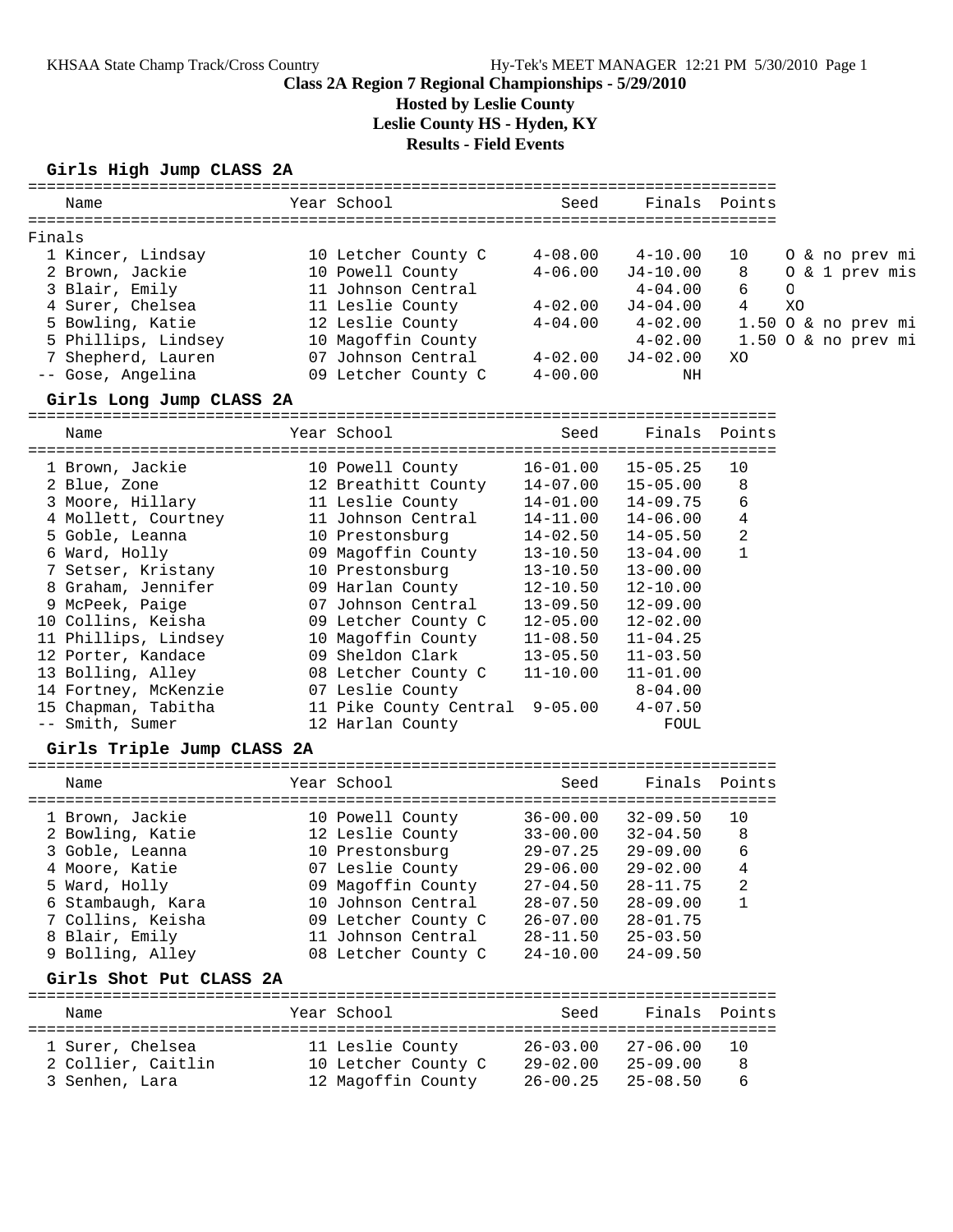# Class 2A Region 7 Regional Championships - 5/29/2010

**Hosted by Leslie County**

**Leslie County HS - Hyden, KY**

**Results - Field Events**

## Girls High Jump CLASS 2A

Finals

| Place | Name | Year | School | Seed | Finals | Points | |
|---|---|---|---|---|---|---|---|
| 1 | Kincer, Lindsay | 10 | Letcher County C | 4-08.00 | 4-10.00 | 10 | O & no prev mi |
| 2 | Brown, Jackie | 10 | Powell County | 4-06.00 | J4-10.00 | 8 | O & 1 prev mis |
| 3 | Blair, Emily | 11 | Johnson Central | | 4-04.00 | 6 | O |
| 4 | Surer, Chelsea | 11 | Leslie County | 4-02.00 | J4-04.00 | 4 | XO |
| 5 | Bowling, Katie | 12 | Leslie County | 4-04.00 | 4-02.00 | 1.50 | O & no prev mi |
| 5 | Phillips, Lindsey | 10 | Magoffin County | | 4-02.00 | 1.50 | O & no prev mi |
| 7 | Shepherd, Lauren | 07 | Johnson Central | 4-02.00 | J4-02.00 | | XO |
| -- | Gose, Angelina | 09 | Letcher County C | 4-00.00 | NH | | |

## Girls Long Jump CLASS 2A

| Place | Name | Year | School | Seed | Finals | Points |
|---|---|---|---|---|---|---|
| 1 | Brown, Jackie | 10 | Powell County | 16-01.00 | 15-05.25 | 10 |
| 2 | Blue, Zone | 12 | Breathitt County | 14-07.00 | 15-05.00 | 8 |
| 3 | Moore, Hillary | 11 | Leslie County | 14-01.00 | 14-09.75 | 6 |
| 4 | Mollett, Courtney | 11 | Johnson Central | 14-11.00 | 14-06.00 | 4 |
| 5 | Goble, Leanna | 10 | Prestonsburg | 14-02.50 | 14-05.50 | 2 |
| 6 | Ward, Holly | 09 | Magoffin County | 13-10.50 | 13-04.00 | 1 |
| 7 | Setser, Kristany | 10 | Prestonsburg | 13-10.50 | 13-00.00 | |
| 8 | Graham, Jennifer | 09 | Harlan County | 12-10.50 | 12-10.00 | |
| 9 | McPeek, Paige | 07 | Johnson Central | 13-09.50 | 12-09.00 | |
| 10 | Collins, Keisha | 09 | Letcher County C | 12-05.00 | 12-02.00 | |
| 11 | Phillips, Lindsey | 10 | Magoffin County | 11-08.50 | 11-04.25 | |
| 12 | Porter, Kandace | 09 | Sheldon Clark | 13-05.50 | 11-03.50 | |
| 13 | Bolling, Alley | 08 | Letcher County C | 11-10.00 | 11-01.00 | |
| 14 | Fortney, McKenzie | 07 | Leslie County | | 8-04.00 | |
| 15 | Chapman, Tabitha | 11 | Pike County Central | 9-05.00 | 4-07.50 | |
| -- | Smith, Sumer | 12 | Harlan County | | FOUL | |

## Girls Triple Jump CLASS 2A

| Place | Name | Year | School | Seed | Finals | Points |
|---|---|---|---|---|---|---|
| 1 | Brown, Jackie | 10 | Powell County | 36-00.00 | 32-09.50 | 10 |
| 2 | Bowling, Katie | 12 | Leslie County | 33-00.00 | 32-04.50 | 8 |
| 3 | Goble, Leanna | 10 | Prestonsburg | 29-07.25 | 29-09.00 | 6 |
| 4 | Moore, Katie | 07 | Leslie County | 29-06.00 | 29-02.00 | 4 |
| 5 | Ward, Holly | 09 | Magoffin County | 27-04.50 | 28-11.75 | 2 |
| 6 | Stambaugh, Kara | 10 | Johnson Central | 28-07.50 | 28-09.00 | 1 |
| 7 | Collins, Keisha | 09 | Letcher County C | 26-07.00 | 28-01.75 | |
| 8 | Blair, Emily | 11 | Johnson Central | 28-11.50 | 25-03.50 | |
| 9 | Bolling, Alley | 08 | Letcher County C | 24-10.00 | 24-09.50 | |

## Girls Shot Put CLASS 2A

| Place | Name | Year | School | Seed | Finals | Points |
|---|---|---|---|---|---|---|
| 1 | Surer, Chelsea | 11 | Leslie County | 26-03.00 | 27-06.00 | 10 |
| 2 | Collier, Caitlin | 10 | Letcher County C | 29-02.00 | 25-09.00 | 8 |
| 3 | Senhen, Lara | 12 | Magoffin County | 26-00.25 | 25-08.50 | 6 |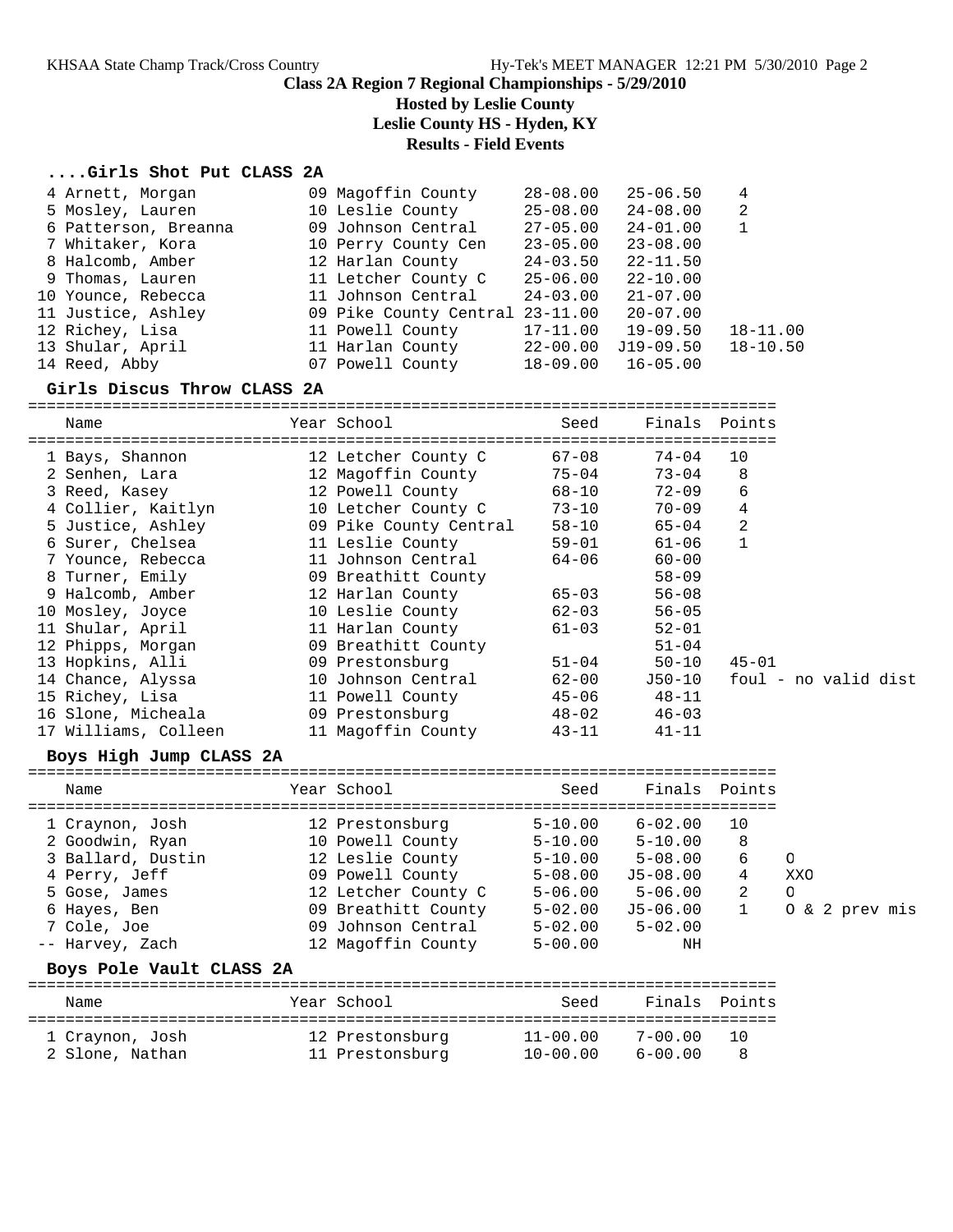## Class 2A Region 7 Regional Championships - 5/29/2010

### Hosted by Leslie County

### Leslie County HS - Hyden, KY

### Results - Field Events

#### ....Girls Shot Put CLASS 2A

| Name | Year | School | Seed | Finals | Points | |
|---|---|---|---|---|---|---|
| 4 Arnett, Morgan | 09 | Magoffin County | 28-08.00 | 25-06.50 | 4 | |
| 5 Mosley, Lauren | 10 | Leslie County | 25-08.00 | 24-08.00 | 2 | |
| 6 Patterson, Breanna | 09 | Johnson Central | 27-05.00 | 24-01.00 | 1 | |
| 7 Whitaker, Kora | 10 | Perry County Cen | 23-05.00 | 23-08.00 | | |
| 8 Halcomb, Amber | 12 | Harlan County | 24-03.50 | 22-11.50 | | |
| 9 Thomas, Lauren | 11 | Letcher County C | 25-06.00 | 22-10.00 | | |
| 10 Younce, Rebecca | 11 | Johnson Central | 24-03.00 | 21-07.00 | | |
| 11 Justice, Ashley | 09 | Pike County Central | 23-11.00 | 20-07.00 | | |
| 12 Richey, Lisa | 11 | Powell County | 17-11.00 | 19-09.50 | | 18-11.00 |
| 13 Shular, April | 11 | Harlan County | 22-00.00 | J19-09.50 | | 18-10.50 |
| 14 Reed, Abby | 07 | Powell County | 18-09.00 | 16-05.00 | | |

#### Girls Discus Throw CLASS 2A

| Name | Year | School | Seed | Finals | Points | |
|---|---|---|---|---|---|---|
| 1 Bays, Shannon | 12 | Letcher County C | 67-08 | 74-04 | 10 | |
| 2 Senhen, Lara | 12 | Magoffin County | 75-04 | 73-04 | 8 | |
| 3 Reed, Kasey | 12 | Powell County | 68-10 | 72-09 | 6 | |
| 4 Collier, Kaitlyn | 10 | Letcher County C | 73-10 | 70-09 | 4 | |
| 5 Justice, Ashley | 09 | Pike County Central | 58-10 | 65-04 | 2 | |
| 6 Surer, Chelsea | 11 | Leslie County | 59-01 | 61-06 | 1 | |
| 7 Younce, Rebecca | 11 | Johnson Central | 64-06 | 60-00 | | |
| 8 Turner, Emily | 09 | Breathitt County | | 58-09 | | |
| 9 Halcomb, Amber | 12 | Harlan County | 65-03 | 56-08 | | |
| 10 Mosley, Joyce | 10 | Leslie County | 62-03 | 56-05 | | |
| 11 Shular, April | 11 | Harlan County | 61-03 | 52-01 | | |
| 12 Phipps, Morgan | 09 | Breathitt County | | 51-04 | | |
| 13 Hopkins, Alli | 09 | Prestonsburg | 51-04 | 50-10 | 45-01 | |
| 14 Chance, Alyssa | 10 | Johnson Central | 62-00 | J50-10 | foul - no valid dist | |
| 15 Richey, Lisa | 11 | Powell County | 45-06 | 48-11 | | |
| 16 Slone, Micheala | 09 | Prestonsburg | 48-02 | 46-03 | | |
| 17 Williams, Colleen | 11 | Magoffin County | 43-11 | 41-11 | | |

#### Boys High Jump CLASS 2A

| Name | Year | School | Seed | Finals | Points | |
|---|---|---|---|---|---|---|
| 1 Craynon, Josh | 12 | Prestonsburg | 5-10.00 | 6-02.00 | 10 | |
| 2 Goodwin, Ryan | 10 | Powell County | 5-10.00 | 5-10.00 | 8 | |
| 3 Ballard, Dustin | 12 | Leslie County | 5-10.00 | 5-08.00 | 6 | O |
| 4 Perry, Jeff | 09 | Powell County | 5-08.00 | J5-08.00 | 4 | XXO |
| 5 Gose, James | 12 | Letcher County C | 5-06.00 | 5-06.00 | 2 | O |
| 6 Hayes, Ben | 09 | Breathitt County | 5-02.00 | J5-06.00 | 1 | O & 2 prev mis |
| 7 Cole, Joe | 09 | Johnson Central | 5-02.00 | 5-02.00 | | |
| -- Harvey, Zach | 12 | Magoffin County | 5-00.00 | NH | | |

#### Boys Pole Vault CLASS 2A

| Name | Year | School | Seed | Finals | Points |
|---|---|---|---|---|---|
| 1 Craynon, Josh | 12 | Prestonsburg | 11-00.00 | 7-00.00 | 10 |
| 2 Slone, Nathan | 11 | Prestonsburg | 10-00.00 | 6-00.00 | 8 |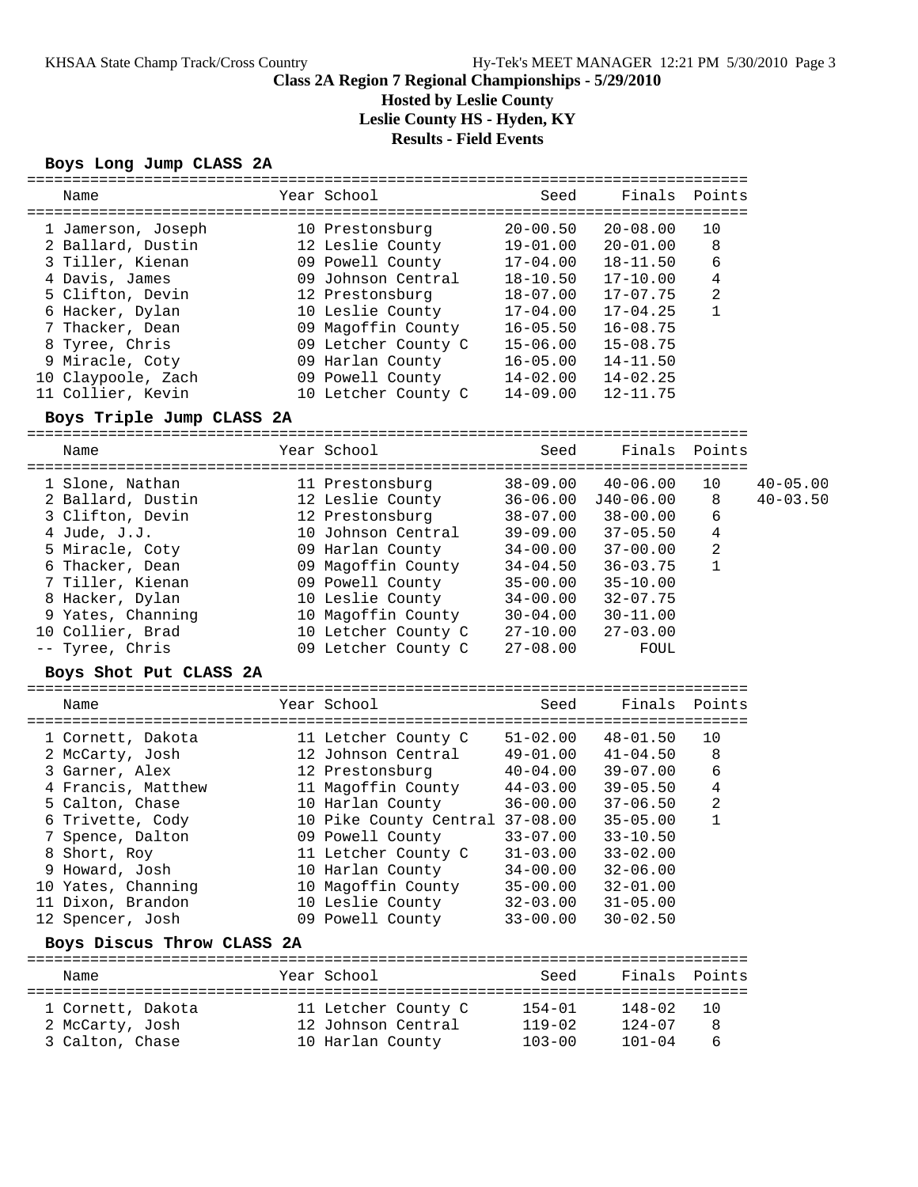# Class 2A Region 7 Regional Championships - 5/29/2010

## Hosted by Leslie County

## Leslie County HS - Hyden, KY

## Results - Field Events

### Boys Long Jump CLASS 2A

| Place | Name | Year | School | Seed | Finals | Points |
|---|---|---|---|---|---|---|
| 1 | Jamerson, Joseph | 10 | Prestonsburg | 20-00.50 | 20-08.00 | 10 |
| 2 | Ballard, Dustin | 12 | Leslie County | 19-01.00 | 20-01.00 | 8 |
| 3 | Tiller, Kienan | 09 | Powell County | 17-04.00 | 18-11.50 | 6 |
| 4 | Davis, James | 09 | Johnson Central | 18-10.50 | 17-10.00 | 4 |
| 5 | Clifton, Devin | 12 | Prestonsburg | 18-07.00 | 17-07.75 | 2 |
| 6 | Hacker, Dylan | 10 | Leslie County | 17-04.00 | 17-04.25 | 1 |
| 7 | Thacker, Dean | 09 | Magoffin County | 16-05.50 | 16-08.75 | |
| 8 | Tyree, Chris | 09 | Letcher County C | 15-06.00 | 15-08.75 | |
| 9 | Miracle, Coty | 09 | Harlan County | 16-05.00 | 14-11.50 | |
| 10 | Claypoole, Zach | 09 | Powell County | 14-02.00 | 14-02.25 | |
| 11 | Collier, Kevin | 10 | Letcher County C | 14-09.00 | 12-11.75 | |

### Boys Triple Jump CLASS 2A

| Place | Name | Year | School | Seed | Finals | Points | |
|---|---|---|---|---|---|---|---|
| 1 | Slone, Nathan | 11 | Prestonsburg | 38-09.00 | 40-06.00 | 10 | 40-05.00 |
| 2 | Ballard, Dustin | 12 | Leslie County | 36-06.00 | J40-06.00 | 8 | 40-03.50 |
| 3 | Clifton, Devin | 12 | Prestonsburg | 38-07.00 | 38-00.00 | 6 | |
| 4 | Jude, J.J. | 10 | Johnson Central | 39-09.00 | 37-05.50 | 4 | |
| 5 | Miracle, Coty | 09 | Harlan County | 34-00.00 | 37-00.00 | 2 | |
| 6 | Thacker, Dean | 09 | Magoffin County | 34-04.50 | 36-03.75 | 1 | |
| 7 | Tiller, Kienan | 09 | Powell County | 35-00.00 | 35-10.00 | | |
| 8 | Hacker, Dylan | 10 | Leslie County | 34-00.00 | 32-07.75 | | |
| 9 | Yates, Channing | 10 | Magoffin County | 30-04.00 | 30-11.00 | | |
| 10 | Collier, Brad | 10 | Letcher County C | 27-10.00 | 27-03.00 | | |
| -- | Tyree, Chris | 09 | Letcher County C | 27-08.00 | FOUL | | |

### Boys Shot Put CLASS 2A

| Place | Name | Year | School | Seed | Finals | Points |
|---|---|---|---|---|---|---|
| 1 | Cornett, Dakota | 11 | Letcher County C | 51-02.00 | 48-01.50 | 10 |
| 2 | McCarty, Josh | 12 | Johnson Central | 49-01.00 | 41-04.50 | 8 |
| 3 | Garner, Alex | 12 | Prestonsburg | 40-04.00 | 39-07.00 | 6 |
| 4 | Francis, Matthew | 11 | Magoffin County | 44-03.00 | 39-05.50 | 4 |
| 5 | Calton, Chase | 10 | Harlan County | 36-00.00 | 37-06.50 | 2 |
| 6 | Trivette, Cody | 10 | Pike County Central | 37-08.00 | 35-05.00 | 1 |
| 7 | Spence, Dalton | 09 | Powell County | 33-07.00 | 33-10.50 | |
| 8 | Short, Roy | 11 | Letcher County C | 31-03.00 | 33-02.00 | |
| 9 | Howard, Josh | 10 | Harlan County | 34-00.00 | 32-06.00 | |
| 10 | Yates, Channing | 10 | Magoffin County | 35-00.00 | 32-01.00 | |
| 11 | Dixon, Brandon | 10 | Leslie County | 32-03.00 | 31-05.00 | |
| 12 | Spencer, Josh | 09 | Powell County | 33-00.00 | 30-02.50 | |

### Boys Discus Throw CLASS 2A

| Place | Name | Year | School | Seed | Finals | Points |
|---|---|---|---|---|---|---|
| 1 | Cornett, Dakota | 11 | Letcher County C | 154-01 | 148-02 | 10 |
| 2 | McCarty, Josh | 12 | Johnson Central | 119-02 | 124-07 | 8 |
| 3 | Calton, Chase | 10 | Harlan County | 103-00 | 101-04 | 6 |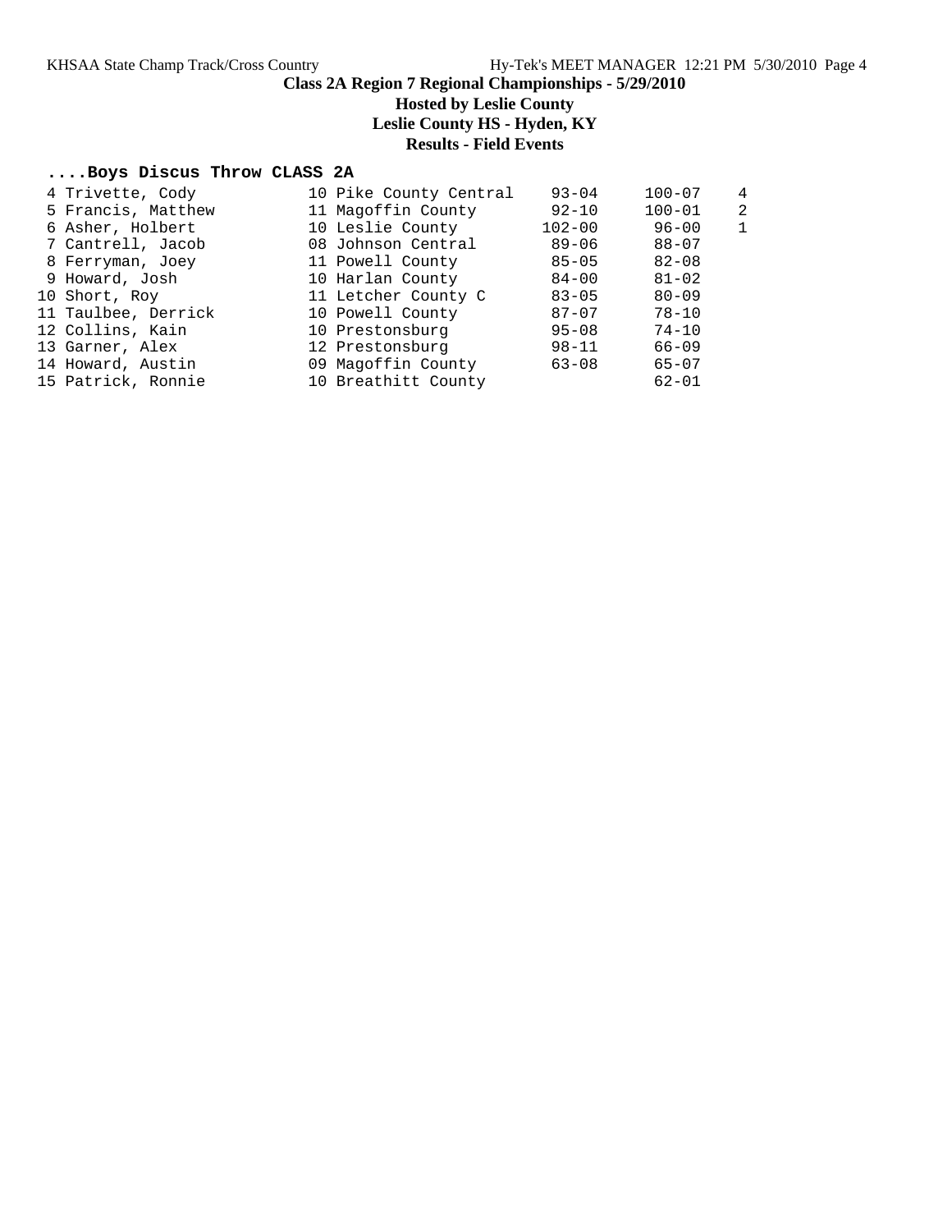**Class 2A Region 7 Regional Championships - 5/29/2010**

**Hosted by Leslie County**

**Leslie County HS - Hyden, KY**

**Results - Field Events**

### ....Boys Discus Throw CLASS 2A

| | | | | | | |
|---|---|---|---|---|---|---|
| 4 | Trivette, Cody | 10 | Pike County Central | 93-04 | 100-07 | 4 |
| 5 | Francis, Matthew | 11 | Magoffin County | 92-10 | 100-01 | 2 |
| 6 | Asher, Holbert | 10 | Leslie County | 102-00 | 96-00 | 1 |
| 7 | Cantrell, Jacob | 08 | Johnson Central | 89-06 | 88-07 | |
| 8 | Ferryman, Joey | 11 | Powell County | 85-05 | 82-08 | |
| 9 | Howard, Josh | 10 | Harlan County | 84-00 | 81-02 | |
| 10 | Short, Roy | 11 | Letcher County C | 83-05 | 80-09 | |
| 11 | Taulbee, Derrick | 10 | Powell County | 87-07 | 78-10 | |
| 12 | Collins, Kain | 10 | Prestonsburg | 95-08 | 74-10 | |
| 13 | Garner, Alex | 12 | Prestonsburg | 98-11 | 66-09 | |
| 14 | Howard, Austin | 09 | Magoffin County | 63-08 | 65-07 | |
| 15 | Patrick, Ronnie | 10 | Breathitt County | | 62-01 | |